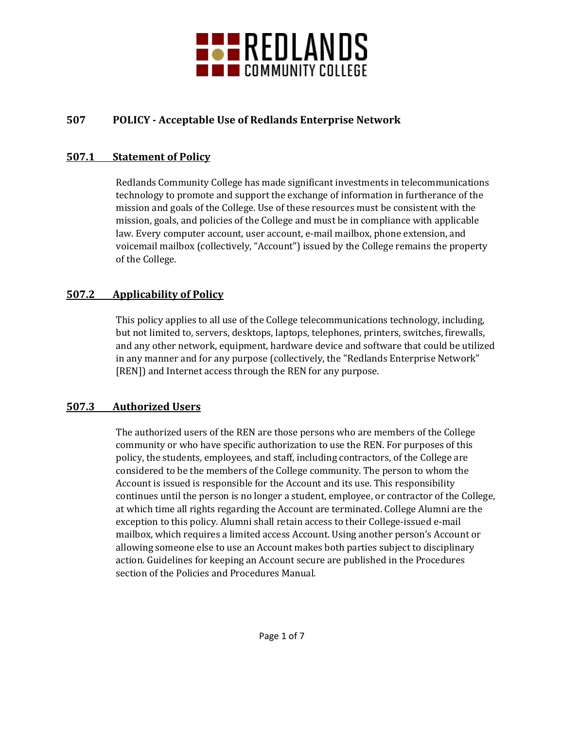# REDLANDS COMMUNITY COLLEGE

## 507 POLICY - Acceptable Use of Redlands Enterprise Network

### 507.1 Statement of Policy

Redlands Community College has made significant investments in telecommunications technology to promote and support the exchange of information in furtherance of the mission and goals of the College. Use of these resources must be consistent with the mission, goals, and policies of the College and must be in compliance with applicable law. Every computer account, user account, e-mail mailbox, phone extension, and voicemail mailbox (collectively, "Account") issued by the College remains the property of the College.

### 507.2 Applicability of Policy

This policy applies to all use of the College telecommunications technology, including, but not limited to, servers, desktops, laptops, telephones, printers, switches, firewalls, and any other network, equipment, hardware device and software that could be utilized in any manner and for any purpose (collectively, the "Redlands Enterprise Network" [REN]) and Internet access through the REN for any purpose.

### 507.3 Authorized Users

The authorized users of the REN are those persons who are members of the College community or who have specific authorization to use the REN. For purposes of this policy, the students, employees, and staff, including contractors, of the College are considered to be the members of the College community. The person to whom the Account is issued is responsible for the Account and its use. This responsibility continues until the person is no longer a student, employee, or contractor of the College, at which time all rights regarding the Account are terminated. College Alumni are the exception to this policy. Alumni shall retain access to their College-issued e-mail mailbox, which requires a limited access Account. Using another person's Account or allowing someone else to use an Account makes both parties subject to disciplinary action. Guidelines for keeping an Account secure are published in the Procedures section of the Policies and Procedures Manual.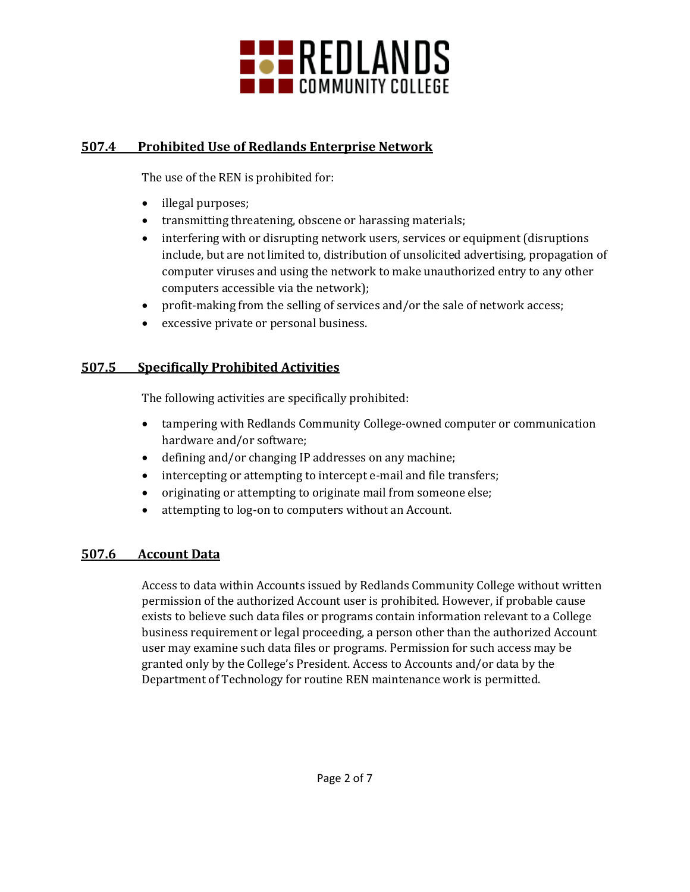## 507.4 Prohibited Use of Redlands Enterprise Network

The use of the REN is prohibited for:

- illegal purposes;
- transmitting threatening, obscene or harassing materials;
- interfering with or disrupting network users, services or equipment (disruptions include, but are not limited to, distribution of unsolicited advertising, propagation of computer viruses and using the network to make unauthorized entry to any other computers accessible via the network);
- profit-making from the selling of services and/or the sale of network access;
- excessive private or personal business.

## 507.5 Specifically Prohibited Activities

The following activities are specifically prohibited:

- tampering with Redlands Community College-owned computer or communication hardware and/or software;
- defining and/or changing IP addresses on any machine;
- intercepting or attempting to intercept e-mail and file transfers;
- originating or attempting to originate mail from someone else;
- attempting to log-on to computers without an Account.

## 507.6 Account Data

Access to data within Accounts issued by Redlands Community College without written permission of the authorized Account user is prohibited. However, if probable cause exists to believe such data files or programs contain information relevant to a College business requirement or legal proceeding, a person other than the authorized Account user may examine such data files or programs. Permission for such access may be granted only by the College's President. Access to Accounts and/or data by the Department of Technology for routine REN maintenance work is permitted.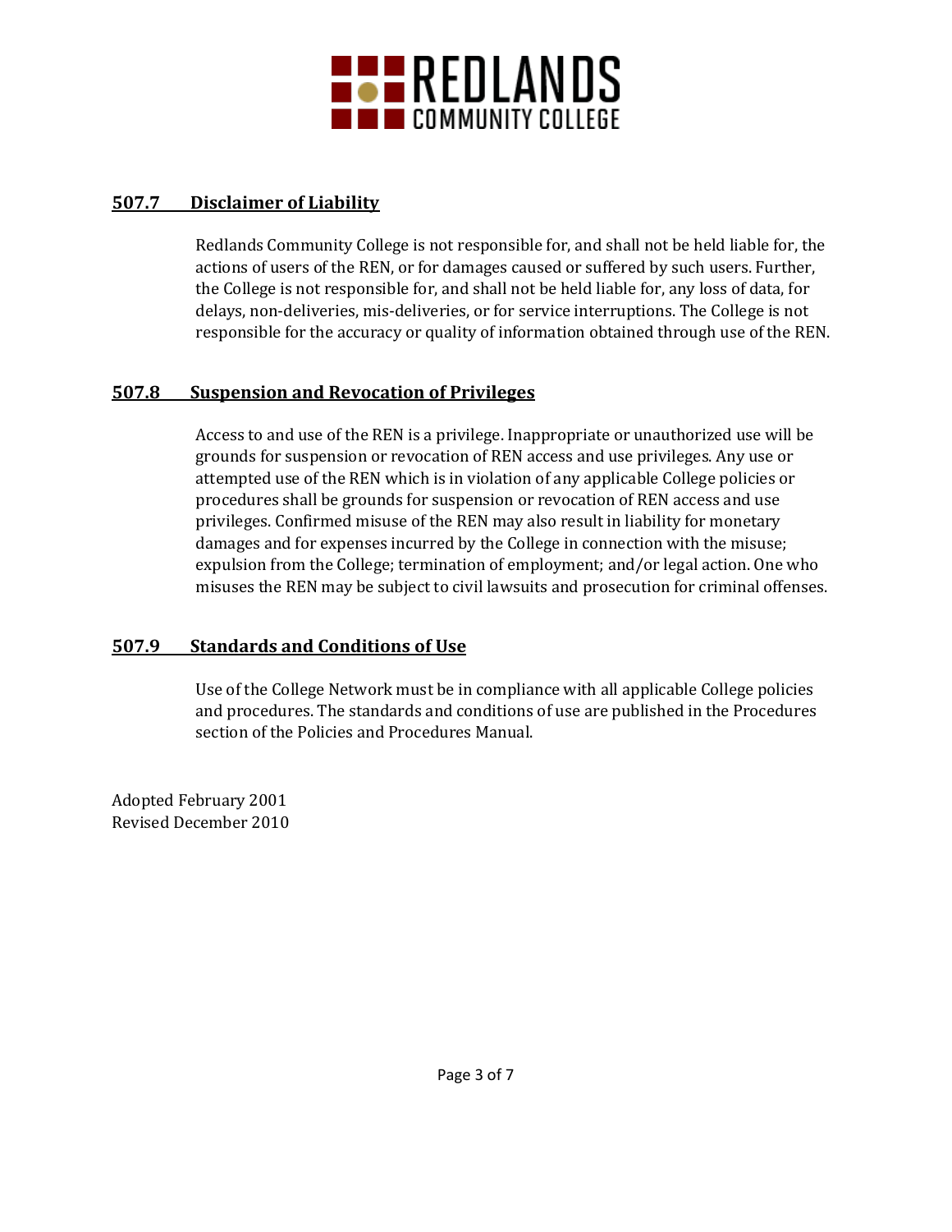## 507.7 Disclaimer of Liability

Redlands Community College is not responsible for, and shall not be held liable for, the actions of users of the REN, or for damages caused or suffered by such users. Further, the College is not responsible for, and shall not be held liable for, any loss of data, for delays, non-deliveries, mis-deliveries, or for service interruptions. The College is not responsible for the accuracy or quality of information obtained through use of the REN.

## 507.8 Suspension and Revocation of Privileges

Access to and use of the REN is a privilege. Inappropriate or unauthorized use will be grounds for suspension or revocation of REN access and use privileges. Any use or attempted use of the REN which is in violation of any applicable College policies or procedures shall be grounds for suspension or revocation of REN access and use privileges. Confirmed misuse of the REN may also result in liability for monetary damages and for expenses incurred by the College in connection with the misuse; expulsion from the College; termination of employment; and/or legal action. One who misuses the REN may be subject to civil lawsuits and prosecution for criminal offenses.

## 507.9 Standards and Conditions of Use

Use of the College Network must be in compliance with all applicable College policies and procedures. The standards and conditions of use are published in the Procedures section of the Policies and Procedures Manual.

Adopted February 2001
Revised December 2010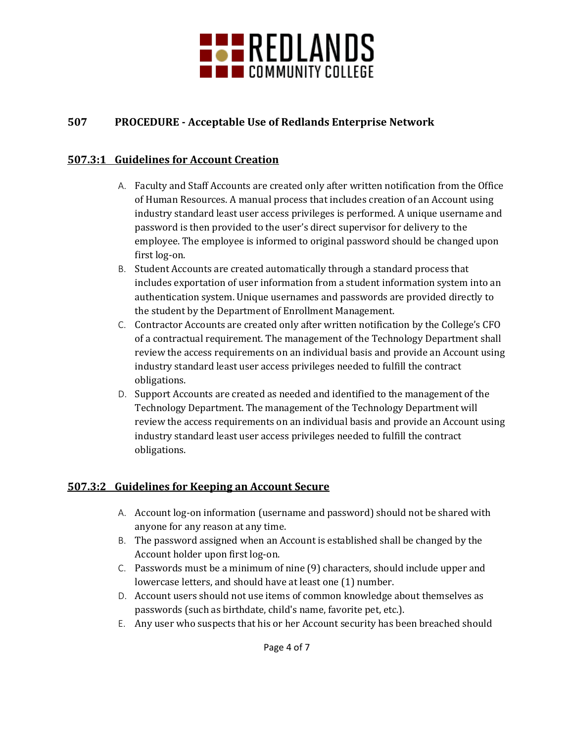## 507 PROCEDURE - Acceptable Use of Redlands Enterprise Network

### 507.3:1 Guidelines for Account Creation

A. Faculty and Staff Accounts are created only after written notification from the Office of Human Resources. A manual process that includes creation of an Account using industry standard least user access privileges is performed. A unique username and password is then provided to the user's direct supervisor for delivery to the employee. The employee is informed to original password should be changed upon first log-on.
B. Student Accounts are created automatically through a standard process that includes exportation of user information from a student information system into an authentication system. Unique usernames and passwords are provided directly to the student by the Department of Enrollment Management.
C. Contractor Accounts are created only after written notification by the College's CFO of a contractual requirement. The management of the Technology Department shall review the access requirements on an individual basis and provide an Account using industry standard least user access privileges needed to fulfill the contract obligations.
D. Support Accounts are created as needed and identified to the management of the Technology Department. The management of the Technology Department will review the access requirements on an individual basis and provide an Account using industry standard least user access privileges needed to fulfill the contract obligations.

### 507.3:2 Guidelines for Keeping an Account Secure

A. Account log-on information (username and password) should not be shared with anyone for any reason at any time.
B. The password assigned when an Account is established shall be changed by the Account holder upon first log-on.
C. Passwords must be a minimum of nine (9) characters, should include upper and lowercase letters, and should have at least one (1) number.
D. Account users should not use items of common knowledge about themselves as passwords (such as birthdate, child's name, favorite pet, etc.).
E. Any user who suspects that his or her Account security has been breached should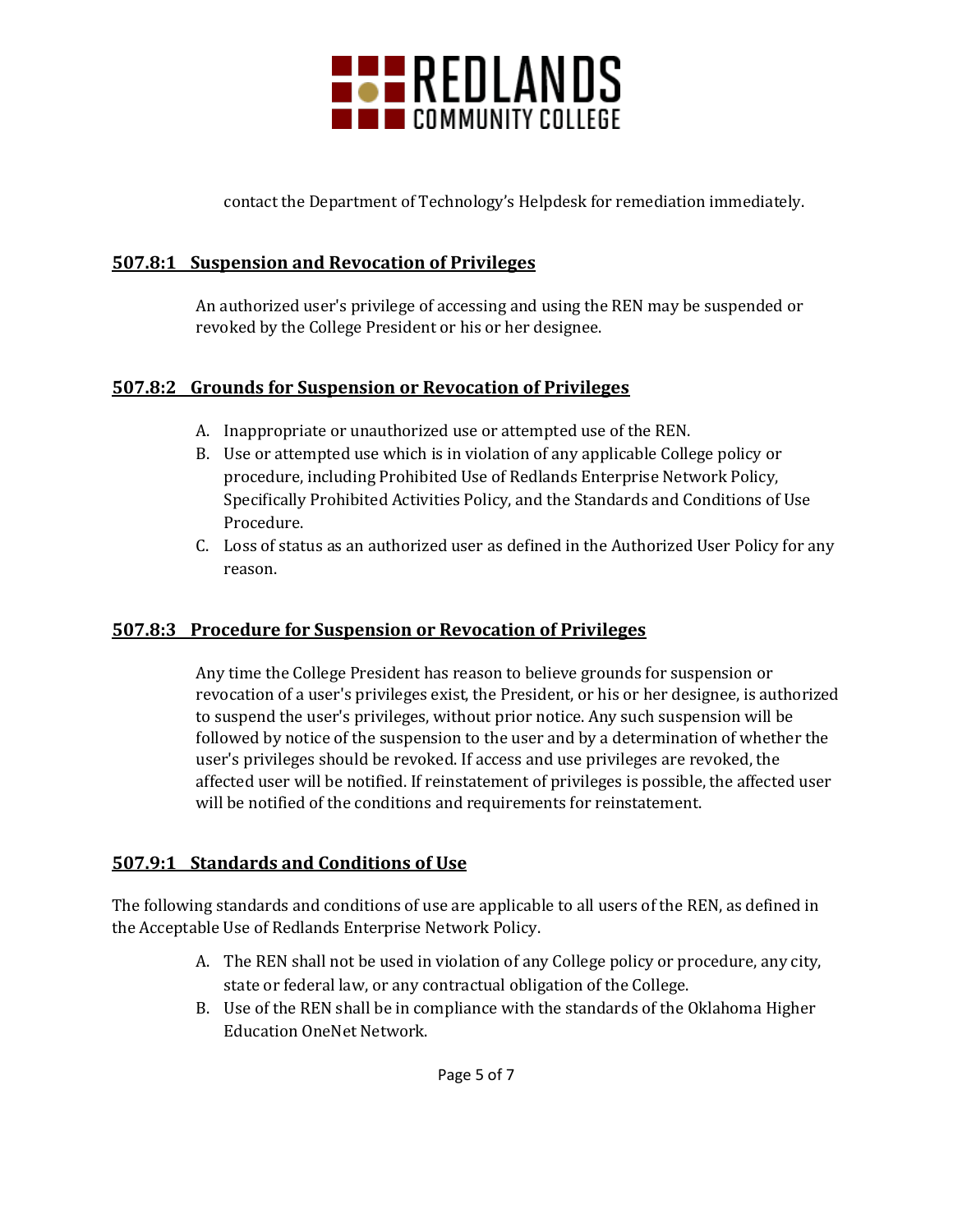contact the Department of Technology's Helpdesk for remediation immediately.

## 507.8:1 Suspension and Revocation of Privileges

An authorized user's privilege of accessing and using the REN may be suspended or revoked by the College President or his or her designee.

## 507.8:2 Grounds for Suspension or Revocation of Privileges

A. Inappropriate or unauthorized use or attempted use of the REN.
B. Use or attempted use which is in violation of any applicable College policy or procedure, including Prohibited Use of Redlands Enterprise Network Policy, Specifically Prohibited Activities Policy, and the Standards and Conditions of Use Procedure.
C. Loss of status as an authorized user as defined in the Authorized User Policy for any reason.

## 507.8:3 Procedure for Suspension or Revocation of Privileges

Any time the College President has reason to believe grounds for suspension or revocation of a user's privileges exist, the President, or his or her designee, is authorized to suspend the user's privileges, without prior notice. Any such suspension will be followed by notice of the suspension to the user and by a determination of whether the user's privileges should be revoked. If access and use privileges are revoked, the affected user will be notified. If reinstatement of privileges is possible, the affected user will be notified of the conditions and requirements for reinstatement.

## 507.9:1 Standards and Conditions of Use

The following standards and conditions of use are applicable to all users of the REN, as defined in the Acceptable Use of Redlands Enterprise Network Policy.

A. The REN shall not be used in violation of any College policy or procedure, any city, state or federal law, or any contractual obligation of the College.
B. Use of the REN shall be in compliance with the standards of the Oklahoma Higher Education OneNet Network.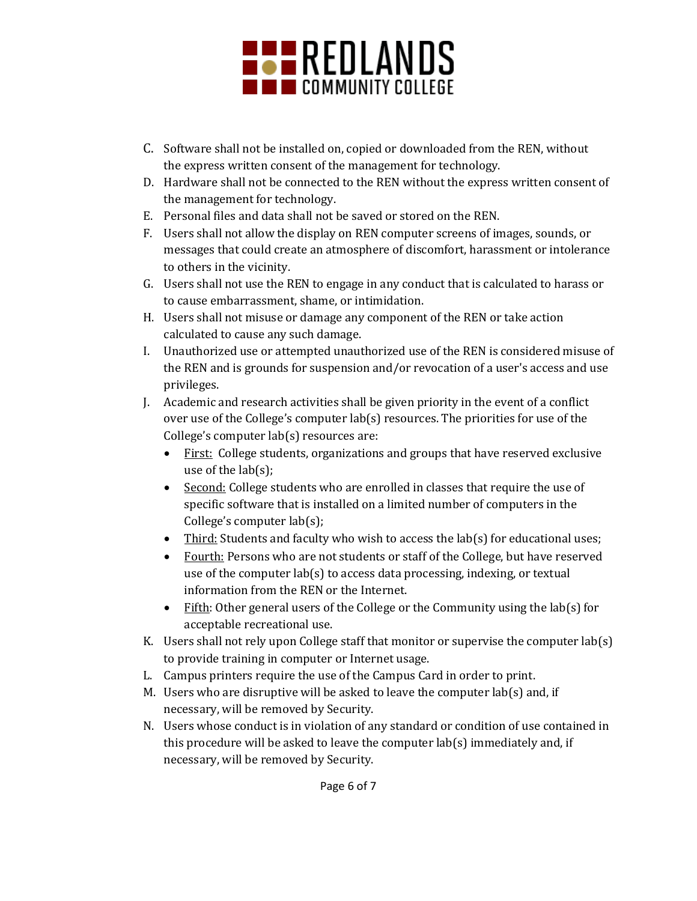C. Software shall not be installed on, copied or downloaded from the REN, without the express written consent of the management for technology.

D. Hardware shall not be connected to the REN without the express written consent of the management for technology.

E. Personal files and data shall not be saved or stored on the REN.

F. Users shall not allow the display on REN computer screens of images, sounds, or messages that could create an atmosphere of discomfort, harassment or intolerance to others in the vicinity.

G. Users shall not use the REN to engage in any conduct that is calculated to harass or to cause embarrassment, shame, or intimidation.

H. Users shall not misuse or damage any component of the REN or take action calculated to cause any such damage.

I. Unauthorized use or attempted unauthorized use of the REN is considered misuse of the REN and is grounds for suspension and/or revocation of a user's access and use privileges.

J. Academic and research activities shall be given priority in the event of a conflict over use of the College's computer lab(s) resources. The priorities for use of the College's computer lab(s) resources are:
   - <u>First:</u> College students, organizations and groups that have reserved exclusive use of the lab(s);
   - <u>Second:</u> College students who are enrolled in classes that require the use of specific software that is installed on a limited number of computers in the College's computer lab(s);
   - <u>Third:</u> Students and faculty who wish to access the lab(s) for educational uses;
   - <u>Fourth:</u> Persons who are not students or staff of the College, but have reserved use of the computer lab(s) to access data processing, indexing, or textual information from the REN or the Internet.
   - <u>Fifth</u>: Other general users of the College or the Community using the lab(s) for acceptable recreational use.

K. Users shall not rely upon College staff that monitor or supervise the computer lab(s) to provide training in computer or Internet usage.

L. Campus printers require the use of the Campus Card in order to print.

M. Users who are disruptive will be asked to leave the computer lab(s) and, if necessary, will be removed by Security.

N. Users whose conduct is in violation of any standard or condition of use contained in this procedure will be asked to leave the computer lab(s) immediately and, if necessary, will be removed by Security.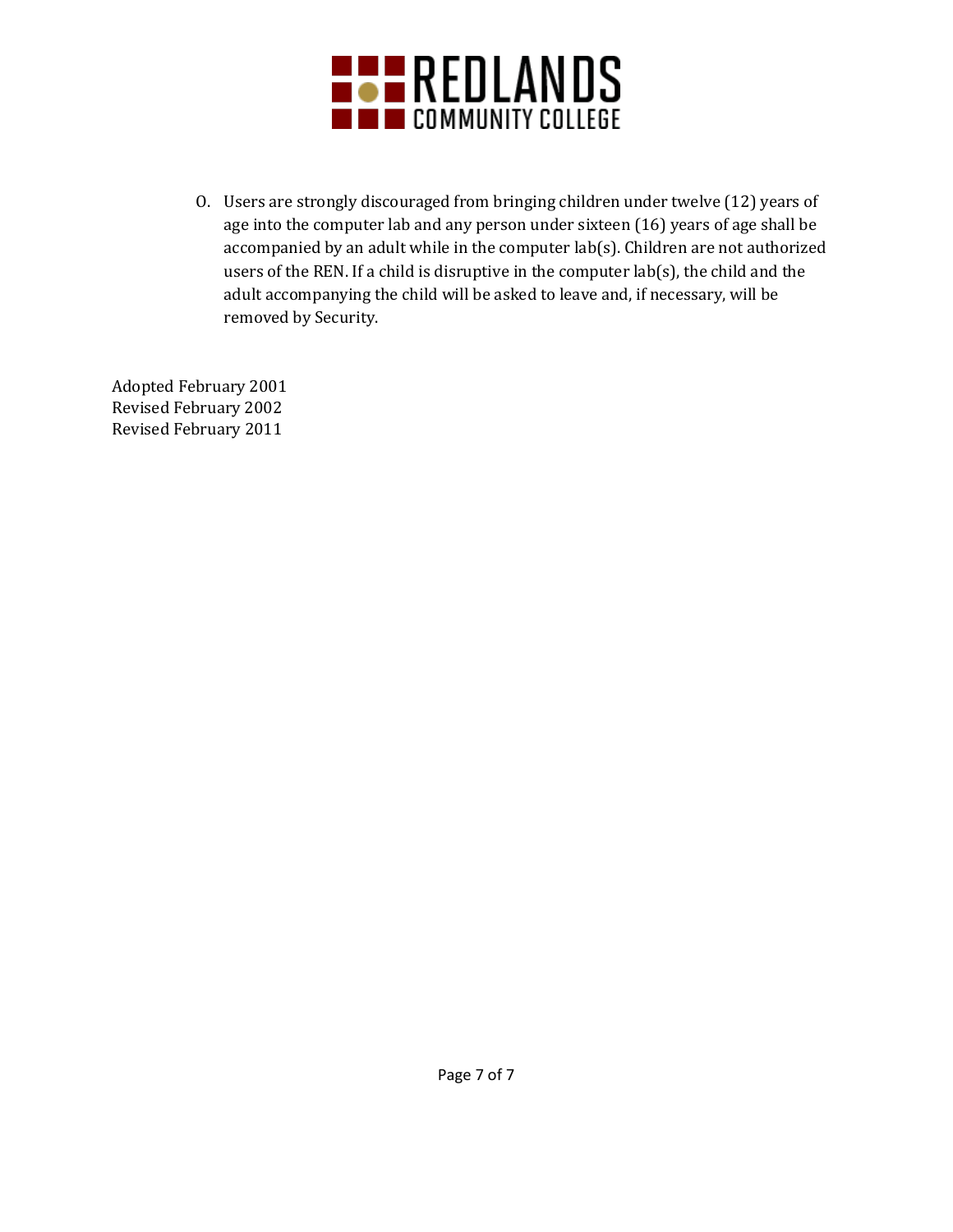O. Users are strongly discouraged from bringing children under twelve (12) years of age into the computer lab and any person under sixteen (16) years of age shall be accompanied by an adult while in the computer lab(s). Children are not authorized users of the REN. If a child is disruptive in the computer lab(s), the child and the adult accompanying the child will be asked to leave and, if necessary, will be removed by Security.

Adopted February 2001
Revised February 2002
Revised February 2011